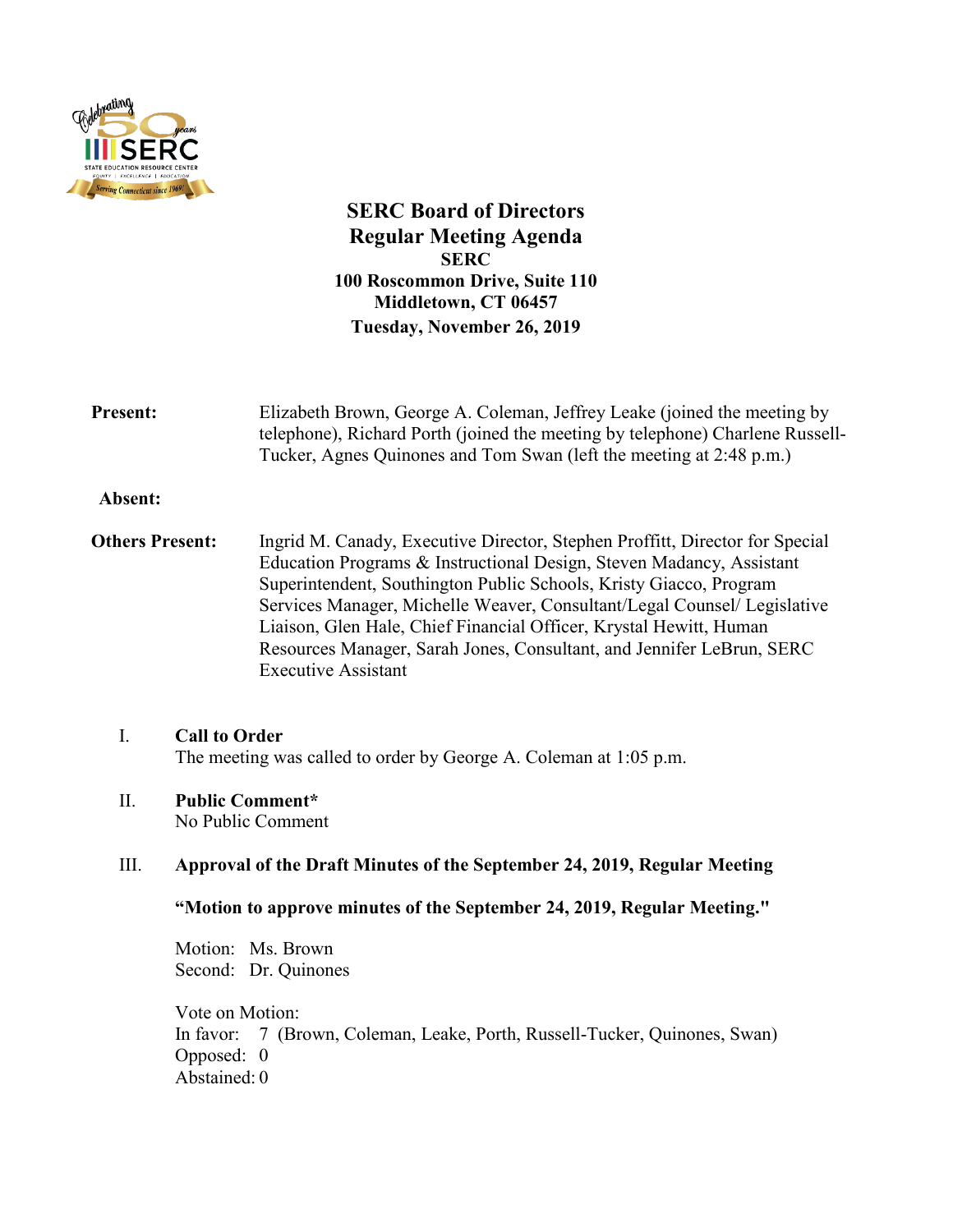# SERC Board of Directors
## Regular Meeting Agenda
**SERC**
**100 Roscommon Drive, Suite 110**
**Middletown, CT 06457**
**Tuesday, November 26, 2019**

**Present:** Elizabeth Brown, George A. Coleman, Jeffrey Leake (joined the meeting by telephone), Richard Porth (joined the meeting by telephone) Charlene Russell-Tucker, Agnes Quinones and Tom Swan (left the meeting at 2:48 p.m.)

**Absent:**

**Others Present:** Ingrid M. Canady, Executive Director, Stephen Proffitt, Director for Special Education Programs & Instructional Design, Steven Madancy, Assistant Superintendent, Southington Public Schools, Kristy Giacco, Program Services Manager, Michelle Weaver, Consultant/Legal Counsel/ Legislative Liaison, Glen Hale, Chief Financial Officer, Krystal Hewitt, Human Resources Manager, Sarah Jones, Consultant, and Jennifer LeBrun, SERC Executive Assistant

I. **Call to Order**
The meeting was called to order by George A. Coleman at 1:05 p.m.

II. **Public Comment***
No Public Comment

III. **Approval of the Draft Minutes of the September 24, 2019, Regular Meeting**

**"Motion to approve minutes of the September 24, 2019, Regular Meeting."**

Motion: Ms. Brown
Second: Dr. Quinones

Vote on Motion:
In favor: 7 (Brown, Coleman, Leake, Porth, Russell-Tucker, Quinones, Swan)
Opposed: 0
Abstained: 0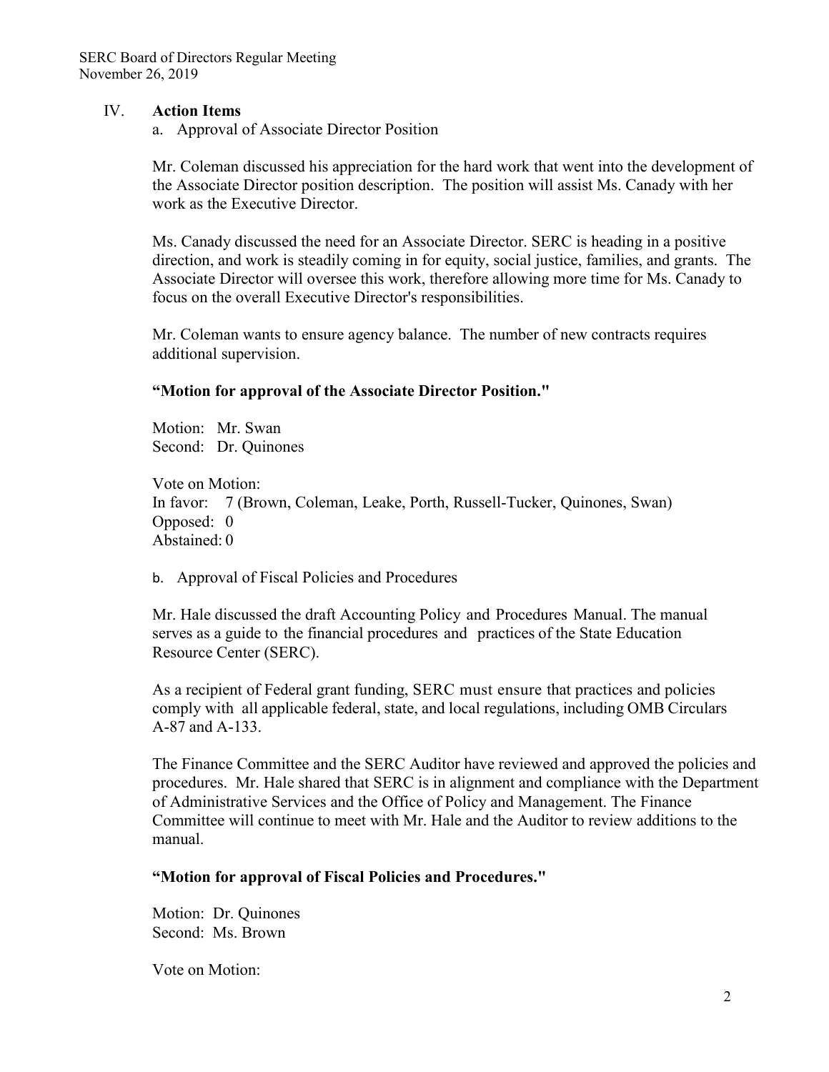## IV. Action Items

a. Approval of Associate Director Position

Mr. Coleman discussed his appreciation for the hard work that went into the development of the Associate Director position description. The position will assist Ms. Canady with her work as the Executive Director.

Ms. Canady discussed the need for an Associate Director. SERC is heading in a positive direction, and work is steadily coming in for equity, social justice, families, and grants. The Associate Director will oversee this work, therefore allowing more time for Ms. Canady to focus on the overall Executive Director's responsibilities.

Mr. Coleman wants to ensure agency balance. The number of new contracts requires additional supervision.

**"Motion for approval of the Associate Director Position."**

Motion: Mr. Swan
Second: Dr. Quinones

Vote on Motion:
In favor: 7 (Brown, Coleman, Leake, Porth, Russell-Tucker, Quinones, Swan)
Opposed: 0
Abstained: 0

b. Approval of Fiscal Policies and Procedures

Mr. Hale discussed the draft Accounting Policy and Procedures Manual. The manual serves as a guide to the financial procedures and practices of the State Education Resource Center (SERC).

As a recipient of Federal grant funding, SERC must ensure that practices and policies comply with all applicable federal, state, and local regulations, including OMB Circulars A-87 and A-133.

The Finance Committee and the SERC Auditor have reviewed and approved the policies and procedures. Mr. Hale shared that SERC is in alignment and compliance with the Department of Administrative Services and the Office of Policy and Management. The Finance Committee will continue to meet with Mr. Hale and the Auditor to review additions to the manual.

**"Motion for approval of Fiscal Policies and Procedures."**

Motion: Dr. Quinones
Second: Ms. Brown

Vote on Motion: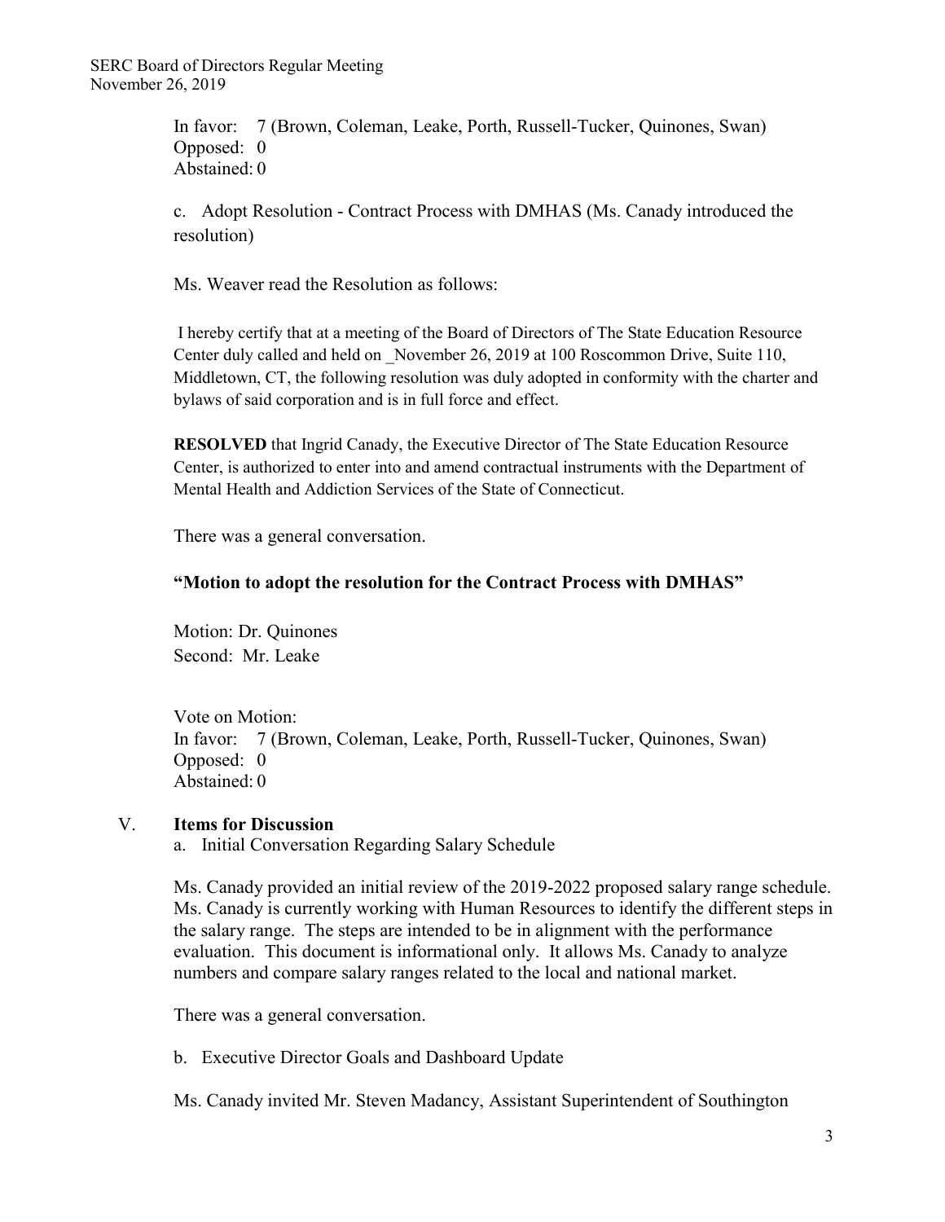In favor: 7 (Brown, Coleman, Leake, Porth, Russell-Tucker, Quinones, Swan)
Opposed: 0
Abstained: 0

c. Adopt Resolution - Contract Process with DMHAS (Ms. Canady introduced the resolution)

Ms. Weaver read the Resolution as follows:

I hereby certify that at a meeting of the Board of Directors of The State Education Resource Center duly called and held on _November 26, 2019 at 100 Roscommon Drive, Suite 110, Middletown, CT, the following resolution was duly adopted in conformity with the charter and bylaws of said corporation and is in full force and effect.

**RESOLVED** that Ingrid Canady, the Executive Director of The State Education Resource Center, is authorized to enter into and amend contractual instruments with the Department of Mental Health and Addiction Services of the State of Connecticut.

There was a general conversation.

**"Motion to adopt the resolution for the Contract Process with DMHAS"**

Motion: Dr. Quinones
Second: Mr. Leake

Vote on Motion:
In favor: 7 (Brown, Coleman, Leake, Porth, Russell-Tucker, Quinones, Swan)
Opposed: 0
Abstained: 0

## V. Items for Discussion

a. Initial Conversation Regarding Salary Schedule

Ms. Canady provided an initial review of the 2019-2022 proposed salary range schedule. Ms. Canady is currently working with Human Resources to identify the different steps in the salary range. The steps are intended to be in alignment with the performance evaluation. This document is informational only. It allows Ms. Canady to analyze numbers and compare salary ranges related to the local and national market.

There was a general conversation.

b. Executive Director Goals and Dashboard Update

Ms. Canady invited Mr. Steven Madancy, Assistant Superintendent of Southington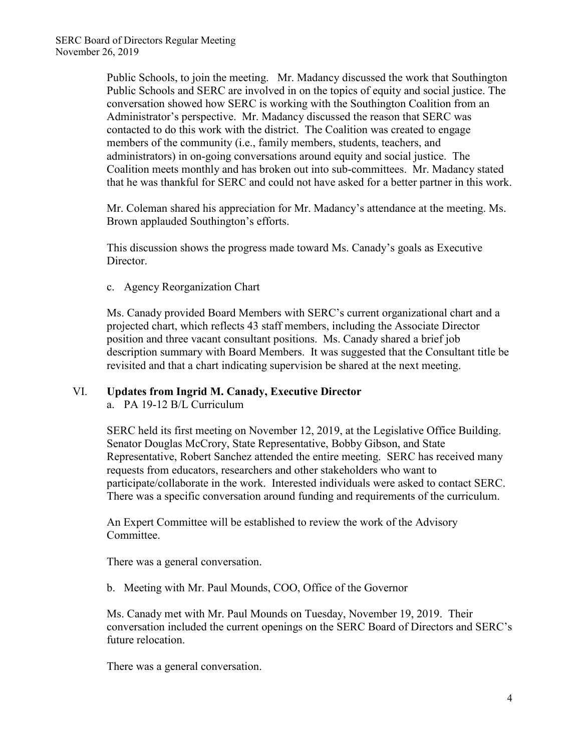Public Schools, to join the meeting. Mr. Madancy discussed the work that Southington Public Schools and SERC are involved in on the topics of equity and social justice. The conversation showed how SERC is working with the Southington Coalition from an Administrator's perspective. Mr. Madancy discussed the reason that SERC was contacted to do this work with the district. The Coalition was created to engage members of the community (i.e., family members, students, teachers, and administrators) in on-going conversations around equity and social justice. The Coalition meets monthly and has broken out into sub-committees. Mr. Madancy stated that he was thankful for SERC and could not have asked for a better partner in this work.

Mr. Coleman shared his appreciation for Mr. Madancy's attendance at the meeting. Ms. Brown applauded Southington's efforts.

This discussion shows the progress made toward Ms. Canady's goals as Executive Director.

c. Agency Reorganization Chart

Ms. Canady provided Board Members with SERC's current organizational chart and a projected chart, which reflects 43 staff members, including the Associate Director position and three vacant consultant positions. Ms. Canady shared a brief job description summary with Board Members. It was suggested that the Consultant title be revisited and that a chart indicating supervision be shared at the next meeting.

## VI. Updates from Ingrid M. Canady, Executive Director

a. PA 19-12 B/L Curriculum

SERC held its first meeting on November 12, 2019, at the Legislative Office Building. Senator Douglas McCrory, State Representative, Bobby Gibson, and State Representative, Robert Sanchez attended the entire meeting. SERC has received many requests from educators, researchers and other stakeholders who want to participate/collaborate in the work. Interested individuals were asked to contact SERC. There was a specific conversation around funding and requirements of the curriculum.

An Expert Committee will be established to review the work of the Advisory Committee.

There was a general conversation.

b. Meeting with Mr. Paul Mounds, COO, Office of the Governor

Ms. Canady met with Mr. Paul Mounds on Tuesday, November 19, 2019. Their conversation included the current openings on the SERC Board of Directors and SERC's future relocation.

There was a general conversation.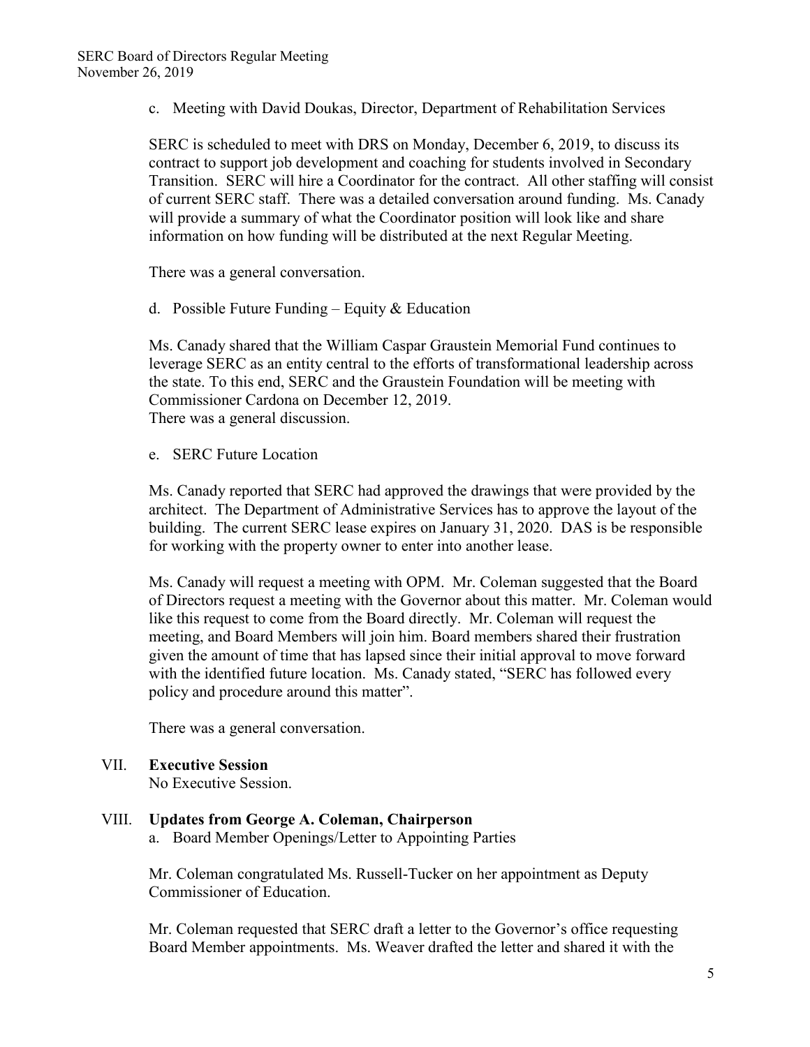c. Meeting with David Doukas, Director, Department of Rehabilitation Services

SERC is scheduled to meet with DRS on Monday, December 6, 2019, to discuss its contract to support job development and coaching for students involved in Secondary Transition. SERC will hire a Coordinator for the contract. All other staffing will consist of current SERC staff. There was a detailed conversation around funding. Ms. Canady will provide a summary of what the Coordinator position will look like and share information on how funding will be distributed at the next Regular Meeting.

There was a general conversation.

d. Possible Future Funding – Equity & Education

Ms. Canady shared that the William Caspar Graustein Memorial Fund continues to leverage SERC as an entity central to the efforts of transformational leadership across the state. To this end, SERC and the Graustein Foundation will be meeting with Commissioner Cardona on December 12, 2019.
There was a general discussion.

e. SERC Future Location

Ms. Canady reported that SERC had approved the drawings that were provided by the architect. The Department of Administrative Services has to approve the layout of the building. The current SERC lease expires on January 31, 2020. DAS is be responsible for working with the property owner to enter into another lease.

Ms. Canady will request a meeting with OPM. Mr. Coleman suggested that the Board of Directors request a meeting with the Governor about this matter. Mr. Coleman would like this request to come from the Board directly. Mr. Coleman will request the meeting, and Board Members will join him. Board members shared their frustration given the amount of time that has lapsed since their initial approval to move forward with the identified future location. Ms. Canady stated, "SERC has followed every policy and procedure around this matter".

There was a general conversation.

## VII. **Executive Session**

No Executive Session.

## VIII. **Updates from George A. Coleman, Chairperson**

a. Board Member Openings/Letter to Appointing Parties

Mr. Coleman congratulated Ms. Russell-Tucker on her appointment as Deputy Commissioner of Education.

Mr. Coleman requested that SERC draft a letter to the Governor's office requesting Board Member appointments. Ms. Weaver drafted the letter and shared it with the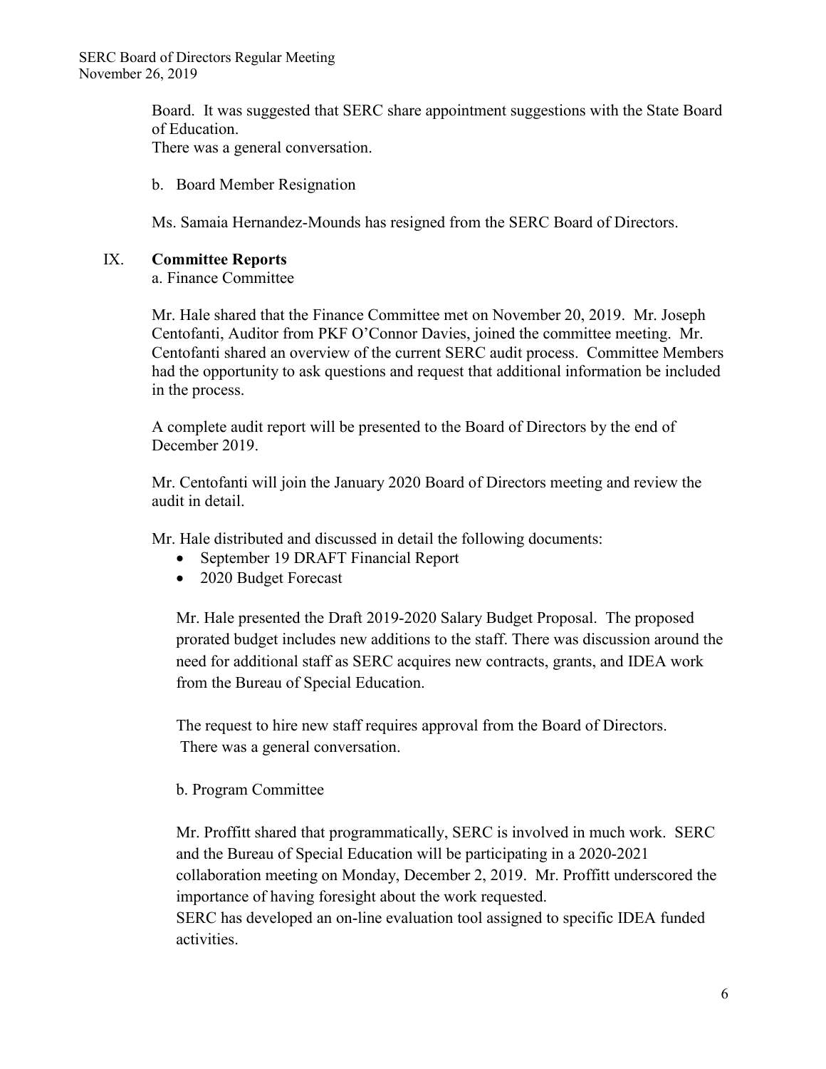Board. It was suggested that SERC share appointment suggestions with the State Board of Education.
There was a general conversation.

b. Board Member Resignation

Ms. Samaia Hernandez-Mounds has resigned from the SERC Board of Directors.

## IX. **Committee Reports**

a. Finance Committee

Mr. Hale shared that the Finance Committee met on November 20, 2019. Mr. Joseph Centofanti, Auditor from PKF O'Connor Davies, joined the committee meeting. Mr. Centofanti shared an overview of the current SERC audit process. Committee Members had the opportunity to ask questions and request that additional information be included in the process.

A complete audit report will be presented to the Board of Directors by the end of December 2019.

Mr. Centofanti will join the January 2020 Board of Directors meeting and review the audit in detail.

Mr. Hale distributed and discussed in detail the following documents:

- September 19 DRAFT Financial Report
- 2020 Budget Forecast

Mr. Hale presented the Draft 2019-2020 Salary Budget Proposal. The proposed prorated budget includes new additions to the staff. There was discussion around the need for additional staff as SERC acquires new contracts, grants, and IDEA work from the Bureau of Special Education.

The request to hire new staff requires approval from the Board of Directors.
There was a general conversation.

b. Program Committee

Mr. Proffitt shared that programmatically, SERC is involved in much work. SERC and the Bureau of Special Education will be participating in a 2020-2021 collaboration meeting on Monday, December 2, 2019. Mr. Proffitt underscored the importance of having foresight about the work requested.
SERC has developed an on-line evaluation tool assigned to specific IDEA funded activities.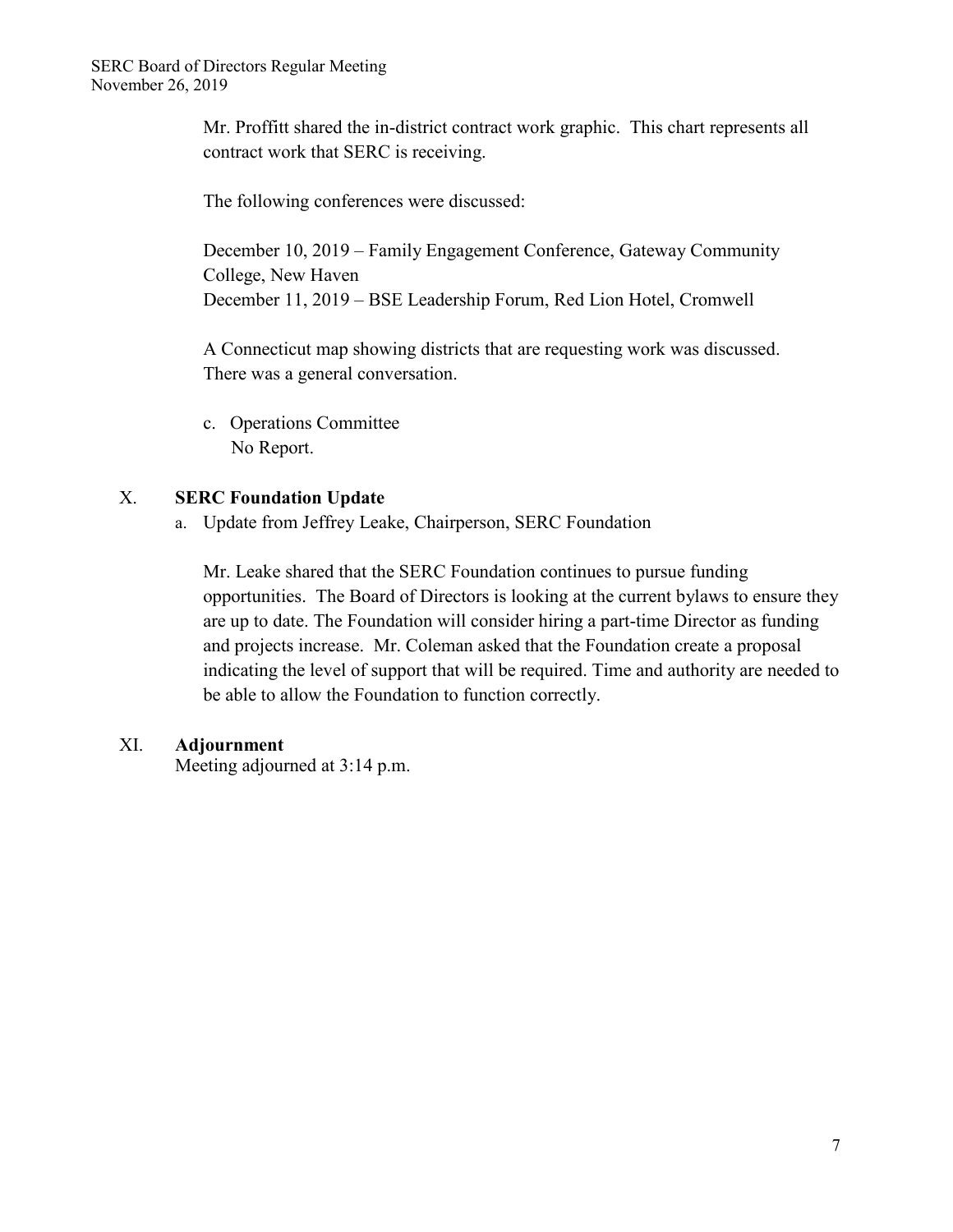Mr. Proffitt shared the in-district contract work graphic. This chart represents all contract work that SERC is receiving.

The following conferences were discussed:

December 10, 2019 – Family Engagement Conference, Gateway Community College, New Haven
December 11, 2019 – BSE Leadership Forum, Red Lion Hotel, Cromwell

A Connecticut map showing districts that are requesting work was discussed. There was a general conversation.

c. Operations Committee
   No Report.

## X. SERC Foundation Update

a. Update from Jeffrey Leake, Chairperson, SERC Foundation

Mr. Leake shared that the SERC Foundation continues to pursue funding opportunities. The Board of Directors is looking at the current bylaws to ensure they are up to date. The Foundation will consider hiring a part-time Director as funding and projects increase. Mr. Coleman asked that the Foundation create a proposal indicating the level of support that will be required. Time and authority are needed to be able to allow the Foundation to function correctly.

## XI. Adjournment

Meeting adjourned at 3:14 p.m.